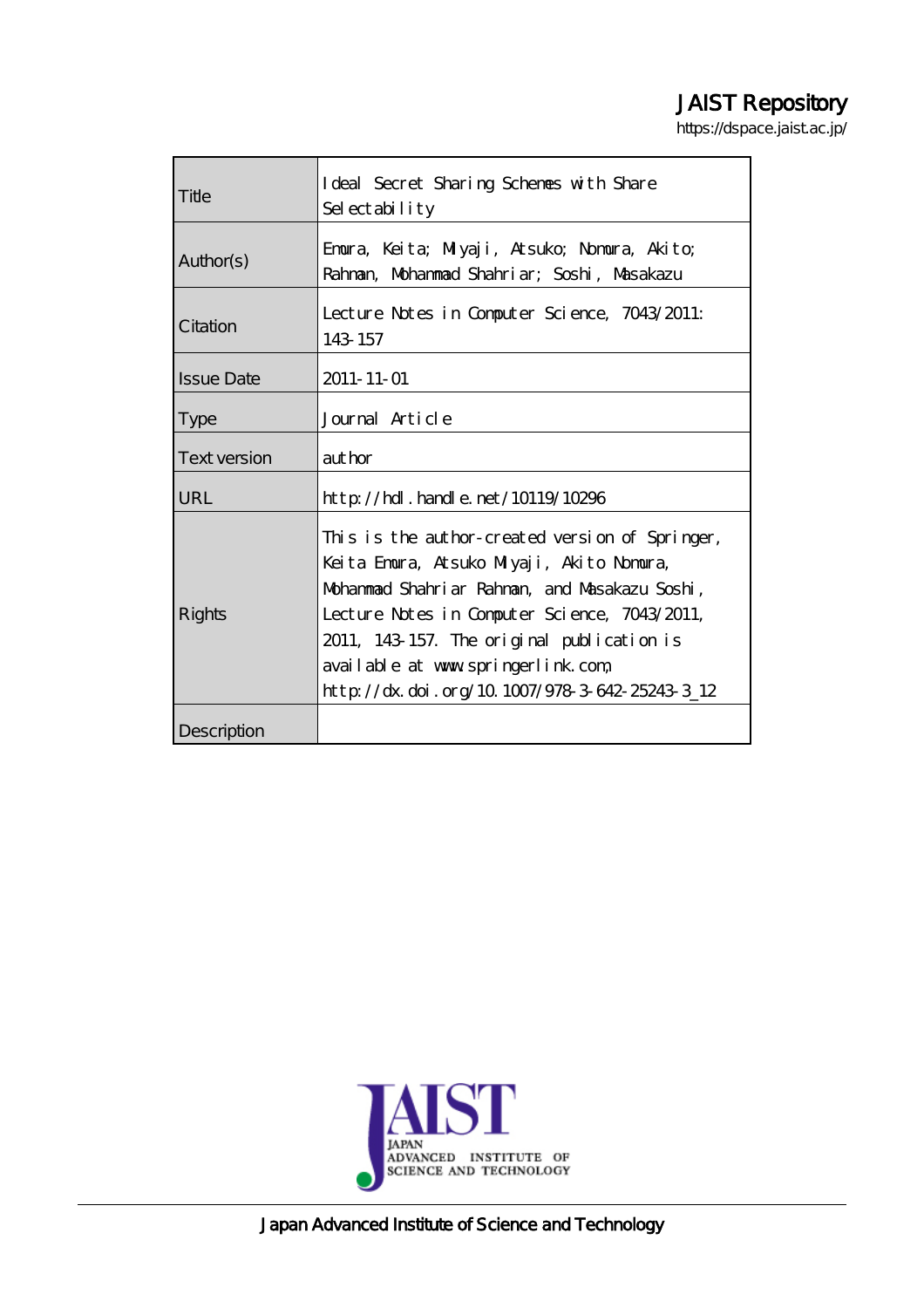JAIST Repository

https://dspace.jaist.ac.jp/

| | |
|---|---|
| Title | Ideal Secret Sharing Schemes with Share Selectability |
| Author(s) | Emura, Keita; Miyaji, Atsuko; Nomura, Akito; Rahman, Mohammad Shahriar; Soshi, Masakazu |
| Citation | Lecture Notes in Computer Science, 7043/2011: 143-157 |
| Issue Date | 2011-11-01 |
| Type | Journal Article |
| Text version | author |
| URL | http://hdl.handle.net/10119/10296 |
| Rights | This is the author-created version of Springer, Keita Emura, Atsuko Miyaji, Akito Nomura, Mohammad Shahriar Rahman, and Masakazu Soshi, Lecture Notes in Computer Science, 7043/2011, 2011, 143-157. The original publication is available at www.springerlink.com, http://dx.doi.org/10.1007/978-3-642-25243-3_12 |
| Description | |

JAIST JAPAN ADVANCED INSTITUTE OF SCIENCE AND TECHNOLOGY

Japan Advanced Institute of Science and Technology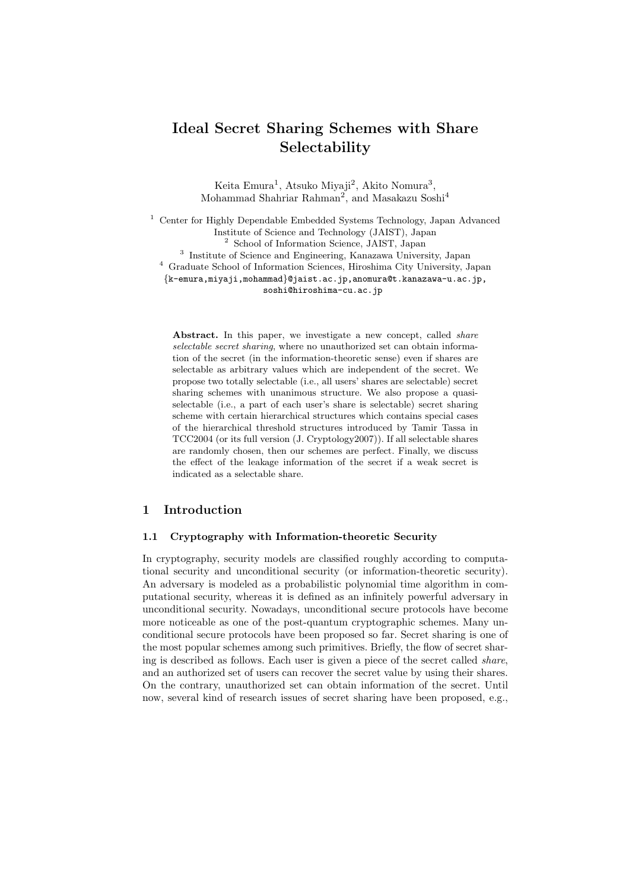# Ideal Secret Sharing Schemes with Share Selectability

Keita Emura[1], Atsuko Miyaji[2], Akito Nomura[3],  
Mohammad Shahriar Rahman[2], and Masakazu Soshi[4]

[1] Center for Highly Dependable Embedded Systems Technology, Japan Advanced Institute of Science and Technology (JAIST), Japan  
[2] School of Information Science, JAIST, Japan  
[3] Institute of Science and Engineering, Kanazawa University, Japan  
[4] Graduate School of Information Sciences, Hiroshima City University, Japan  
{k-emura,miyaji,mohammad}@jaist.ac.jp,anomura@t.kanazawa-u.ac.jp,  
soshi@hiroshima-cu.ac.jp

**Abstract.** In this paper, we investigate a new concept, called *share selectable secret sharing*, where no unauthorized set can obtain information of the secret (in the information-theoretic sense) even if shares are selectable as arbitrary values which are independent of the secret. We propose two totally selectable (i.e., all users' shares are selectable) secret sharing schemes with unanimous structure. We also propose a quasi-selectable (i.e., a part of each user's share is selectable) secret sharing scheme with certain hierarchical structures which contains special cases of the hierarchical threshold structures introduced by Tamir Tassa in TCC2004 (or its full version (J. Cryptology2007)). If all selectable shares are randomly chosen, then our schemes are perfect. Finally, we discuss the effect of the leakage information of the secret if a weak secret is indicated as a selectable share.

## 1 Introduction

### 1.1 Cryptography with Information-theoretic Security

In cryptography, security models are classified roughly according to computational security and unconditional security (or information-theoretic security). An adversary is modeled as a probabilistic polynomial time algorithm in computational security, whereas it is defined as an infinitely powerful adversary in unconditional security. Nowadays, unconditional secure protocols have become more noticeable as one of the post-quantum cryptographic schemes. Many unconditional secure protocols have been proposed so far. Secret sharing is one of the most popular schemes among such primitives. Briefly, the flow of secret sharing is described as follows. Each user is given a piece of the secret called *share*, and an authorized set of users can recover the secret value by using their shares. On the contrary, unauthorized set can obtain information of the secret. Until now, several kind of research issues of secret sharing have been proposed, e.g.,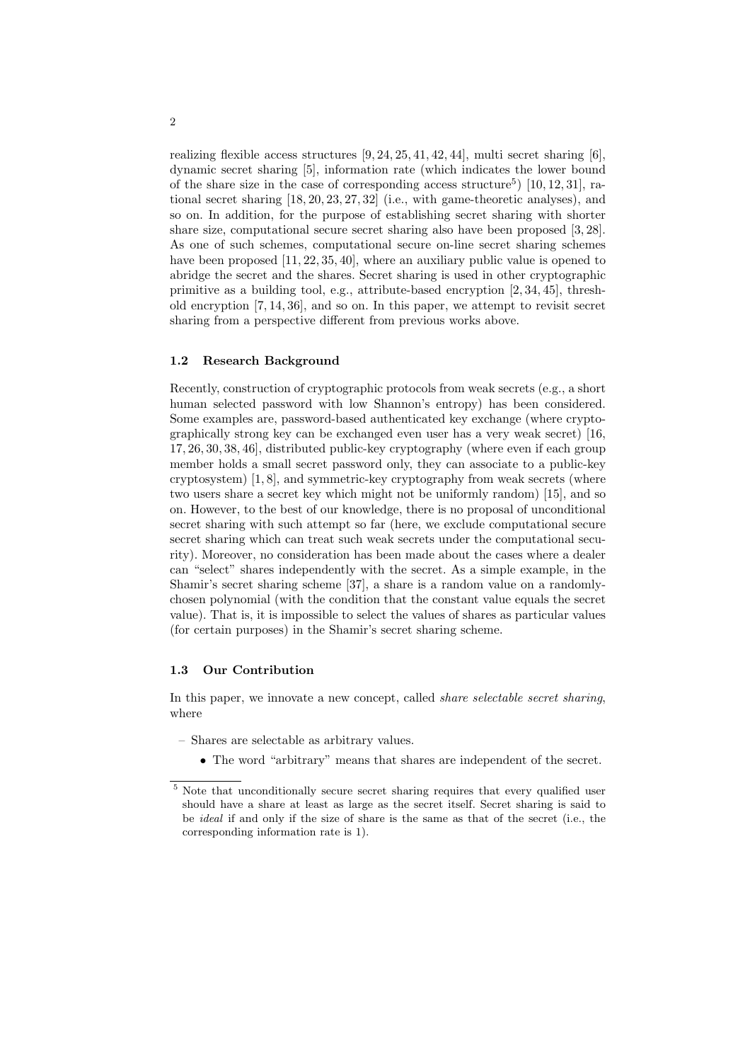realizing flexible access structures [9, 24, 25, 41, 42, 44], multi secret sharing [6], dynamic secret sharing [5], information rate (which indicates the lower bound of the share size in the case of corresponding access structure[5]) [10, 12, 31], rational secret sharing [18, 20, 23, 27, 32] (i.e., with game-theoretic analyses), and so on. In addition, for the purpose of establishing secret sharing with shorter share size, computational secure secret sharing also have been proposed [3, 28]. As one of such schemes, computational secure on-line secret sharing schemes have been proposed [11, 22, 35, 40], where an auxiliary public value is opened to abridge the secret and the shares. Secret sharing is used in other cryptographic primitive as a building tool, e.g., attribute-based encryption [2, 34, 45], threshold encryption [7, 14, 36], and so on. In this paper, we attempt to revisit secret sharing from a perspective different from previous works above.

### 1.2 Research Background

Recently, construction of cryptographic protocols from weak secrets (e.g., a short human selected password with low Shannon's entropy) has been considered. Some examples are, password-based authenticated key exchange (where cryptographically strong key can be exchanged even user has a very weak secret) [16, 17, 26, 30, 38, 46], distributed public-key cryptography (where even if each group member holds a small secret password only, they can associate to a public-key cryptosystem) [1, 8], and symmetric-key cryptography from weak secrets (where two users share a secret key which might not be uniformly random) [15], and so on. However, to the best of our knowledge, there is no proposal of unconditional secret sharing with such attempt so far (here, we exclude computational secure secret sharing which can treat such weak secrets under the computational security). Moreover, no consideration has been made about the cases where a dealer can "select" shares independently with the secret. As a simple example, in the Shamir's secret sharing scheme [37], a share is a random value on a randomly-chosen polynomial (with the condition that the constant value equals the secret value). That is, it is impossible to select the values of shares as particular values (for certain purposes) in the Shamir's secret sharing scheme.

### 1.3 Our Contribution

In this paper, we innovate a new concept, called *share selectable secret sharing*, where

- Shares are selectable as arbitrary values.
  - The word "arbitrary" means that shares are independent of the secret.

[5] Note that unconditionally secure secret sharing requires that every qualified user should have a share at least as large as the secret itself. Secret sharing is said to be *ideal* if and only if the size of share is the same as that of the secret (i.e., the corresponding information rate is 1).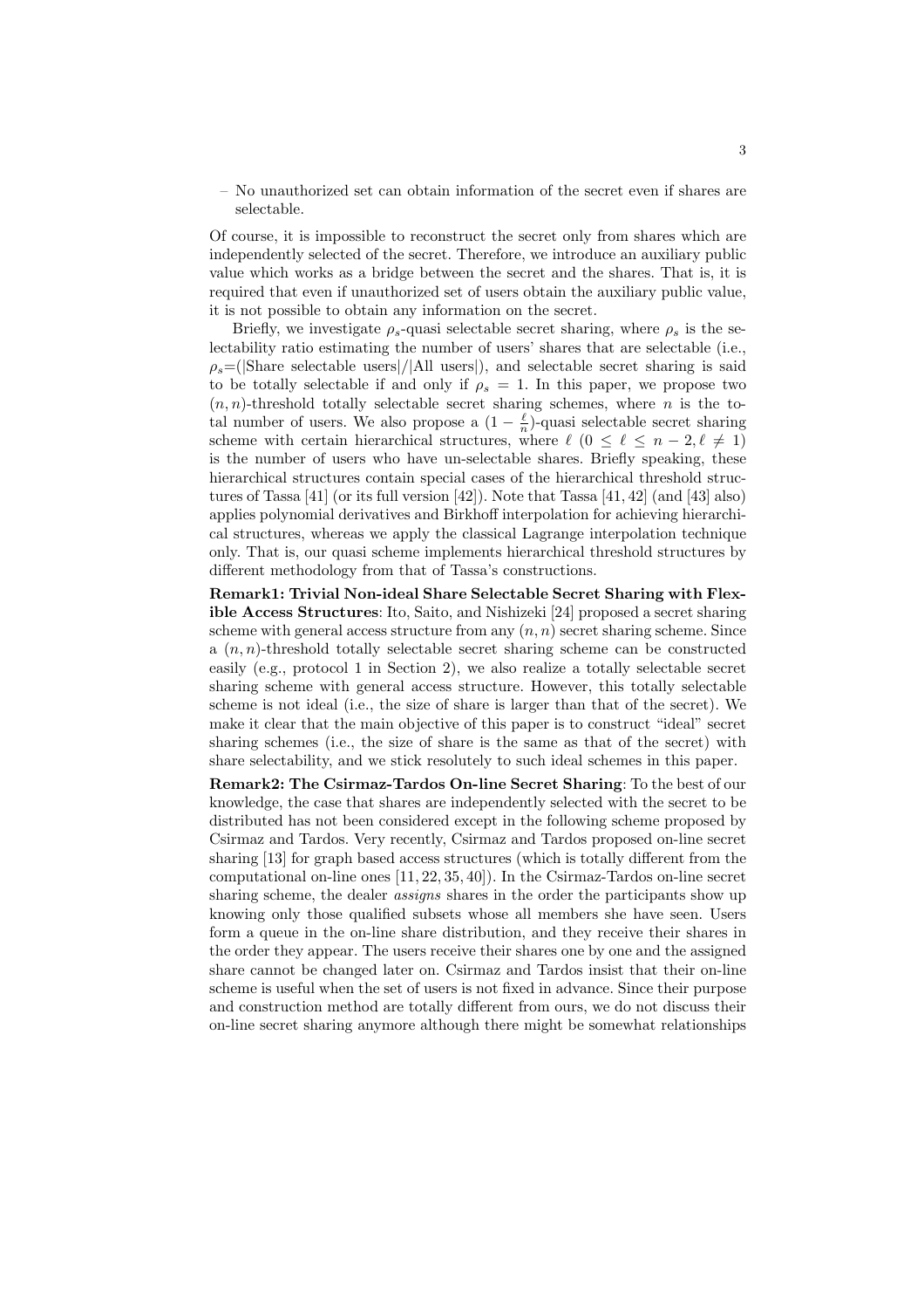– No unauthorized set can obtain information of the secret even if shares are selectable.

Of course, it is impossible to reconstruct the secret only from shares which are independently selected of the secret. Therefore, we introduce an auxiliary public value which works as a bridge between the secret and the shares. That is, it is required that even if unauthorized set of users obtain the auxiliary public value, it is not possible to obtain any information on the secret.

Briefly, we investigate $\rho_s$-quasi selectable secret sharing, where $\rho_s$ is the selectability ratio estimating the number of users' shares that are selectable (i.e., $\rho_s$=(|Share selectable users|/|All users|), and selectable secret sharing is said to be totally selectable if and only if $\rho_s = 1$. In this paper, we propose two $(n, n)$-threshold totally selectable secret sharing schemes, where $n$ is the total number of users. We also propose a $(1 - \frac{\ell}{n})$-quasi selectable secret sharing scheme with certain hierarchical structures, where $\ell$ $(0 \leq \ell \leq n-2, \ell \neq 1)$ is the number of users who have un-selectable shares. Briefly speaking, these hierarchical structures contain special cases of the hierarchical threshold structures of Tassa [41] (or its full version [42]). Note that Tassa [41, 42] (and [43] also) applies polynomial derivatives and Birkhoff interpolation for achieving hierarchical structures, whereas we apply the classical Lagrange interpolation technique only. That is, our quasi scheme implements hierarchical threshold structures by different methodology from that of Tassa's constructions.

**Remark1: Trivial Non-ideal Share Selectable Secret Sharing with Flexible Access Structures**: Ito, Saito, and Nishizeki [24] proposed a secret sharing scheme with general access structure from any $(n, n)$ secret sharing scheme. Since a $(n, n)$-threshold totally selectable secret sharing scheme can be constructed easily (e.g., protocol 1 in Section 2), we also realize a totally selectable secret sharing scheme with general access structure. However, this totally selectable scheme is not ideal (i.e., the size of share is larger than that of the secret). We make it clear that the main objective of this paper is to construct "ideal" secret sharing schemes (i.e., the size of share is the same as that of the secret) with share selectability, and we stick resolutely to such ideal schemes in this paper.

**Remark2: The Csirmaz-Tardos On-line Secret Sharing**: To the best of our knowledge, the case that shares are independently selected with the secret to be distributed has not been considered except in the following scheme proposed by Csirmaz and Tardos. Very recently, Csirmaz and Tardos proposed on-line secret sharing [13] for graph based access structures (which is totally different from the computational on-line ones [11, 22, 35, 40]). In the Csirmaz-Tardos on-line secret sharing scheme, the dealer *assigns* shares in the order the participants show up knowing only those qualified subsets whose all members she have seen. Users form a queue in the on-line share distribution, and they receive their shares in the order they appear. The users receive their shares one by one and the assigned share cannot be changed later on. Csirmaz and Tardos insist that their on-line scheme is useful when the set of users is not fixed in advance. Since their purpose and construction method are totally different from ours, we do not discuss their on-line secret sharing anymore although there might be somewhat relationships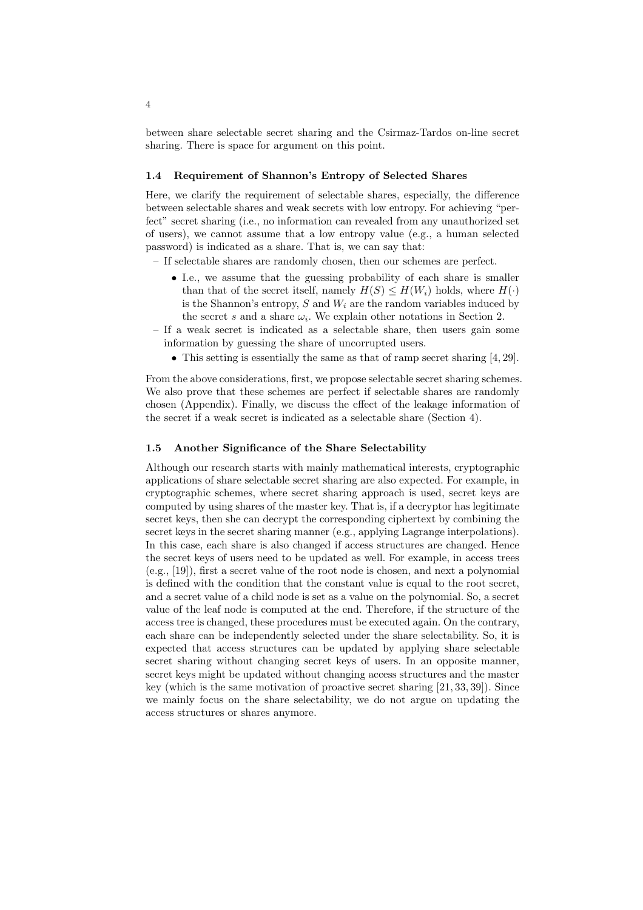between share selectable secret sharing and the Csirmaz-Tardos on-line secret sharing. There is space for argument on this point.

### 1.4 Requirement of Shannon's Entropy of Selected Shares

Here, we clarify the requirement of selectable shares, especially, the difference between selectable shares and weak secrets with low entropy. For achieving "perfect" secret sharing (i.e., no information can revealed from any unauthorized set of users), we cannot assume that a low entropy value (e.g., a human selected password) is indicated as a share. That is, we can say that:

- If selectable shares are randomly chosen, then our schemes are perfect.
  - I.e., we assume that the guessing probability of each share is smaller than that of the secret itself, namely $H(S) \leq H(W_i)$ holds, where $H(\cdot)$ is the Shannon's entropy, $S$ and $W_i$ are the random variables induced by the secret $s$ and a share $\omega_i$. We explain other notations in Section 2.
- If a weak secret is indicated as a selectable share, then users gain some information by guessing the share of uncorrupted users.
  - This setting is essentially the same as that of ramp secret sharing [4, 29].

From the above considerations, first, we propose selectable secret sharing schemes. We also prove that these schemes are perfect if selectable shares are randomly chosen (Appendix). Finally, we discuss the effect of the leakage information of the secret if a weak secret is indicated as a selectable share (Section 4).

### 1.5 Another Significance of the Share Selectability

Although our research starts with mainly mathematical interests, cryptographic applications of share selectable secret sharing are also expected. For example, in cryptographic schemes, where secret sharing approach is used, secret keys are computed by using shares of the master key. That is, if a decryptor has legitimate secret keys, then she can decrypt the corresponding ciphertext by combining the secret keys in the secret sharing manner (e.g., applying Lagrange interpolations). In this case, each share is also changed if access structures are changed. Hence the secret keys of users need to be updated as well. For example, in access trees (e.g., [19]), first a secret value of the root node is chosen, and next a polynomial is defined with the condition that the constant value is equal to the root secret, and a secret value of a child node is set as a value on the polynomial. So, a secret value of the leaf node is computed at the end. Therefore, if the structure of the access tree is changed, these procedures must be executed again. On the contrary, each share can be independently selected under the share selectability. So, it is expected that access structures can be updated by applying share selectable secret sharing without changing secret keys of users. In an opposite manner, secret keys might be updated without changing access structures and the master key (which is the same motivation of proactive secret sharing [21, 33, 39]). Since we mainly focus on the share selectability, we do not argue on updating the access structures or shares anymore.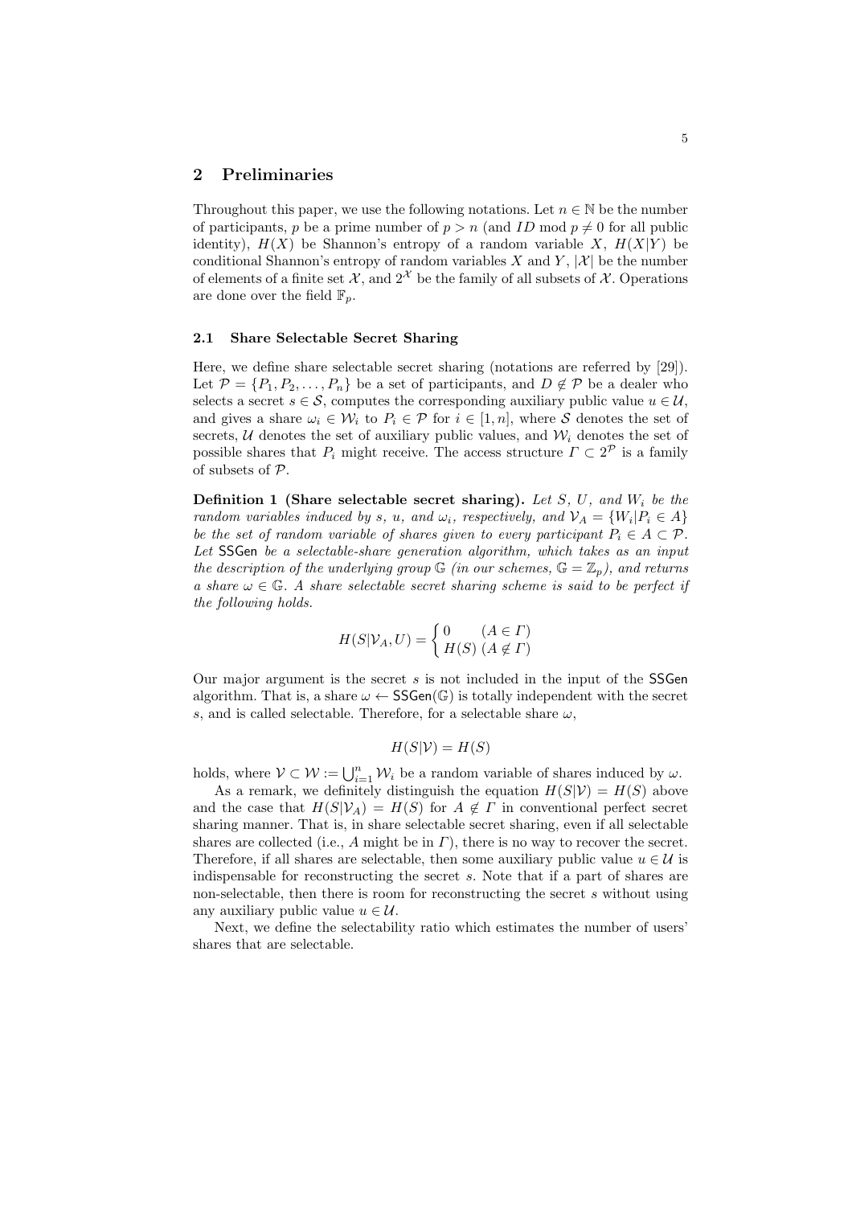## 2 Preliminaries

Throughout this paper, we use the following notations. Let $n \in \mathbb{N}$ be the number of participants, $p$ be a prime number of $p > n$ (and $ID \bmod p \neq 0$ for all public identity), $H(X)$ be Shannon's entropy of a random variable $X$, $H(X|Y)$ be conditional Shannon's entropy of random variables $X$ and $Y$, $|\mathcal{X}|$ be the number of elements of a finite set $\mathcal{X}$, and $2^{\mathcal{X}}$ be the family of all subsets of $\mathcal{X}$. Operations are done over the field $\mathbb{F}_p$.

### 2.1 Share Selectable Secret Sharing

Here, we define share selectable secret sharing (notations are referred by [29]). Let $\mathcal{P} = \{P_1, P_2, \ldots, P_n\}$ be a set of participants, and $D \notin \mathcal{P}$ be a dealer who selects a secret $s \in \mathcal{S}$, computes the corresponding auxiliary public value $u \in \mathcal{U}$, and gives a share $\omega_i \in \mathcal{W}_i$ to $P_i \in \mathcal{P}$ for $i \in [1, n]$, where $\mathcal{S}$ denotes the set of secrets, $\mathcal{U}$ denotes the set of auxiliary public values, and $\mathcal{W}_i$ denotes the set of possible shares that $P_i$ might receive. The access structure $\Gamma \subset 2^{\mathcal{P}}$ is a family of subsets of $\mathcal{P}$.

**Definition 1 (Share selectable secret sharing).** *Let $S$, $U$, and $W_i$ be the random variables induced by $s$, $u$, and $\omega_i$, respectively, and $\mathcal{V}_A = \{W_i | P_i \in A\}$ be the set of random variable of shares given to every participant $P_i \in A \subset \mathcal{P}$. Let* $\mathsf{SSGen}$ *be a selectable-share generation algorithm, which takes as an input the description of the underlying group $\mathbb{G}$ (in our schemes, $\mathbb{G} = \mathbb{Z}_p$), and returns a share $\omega \in \mathbb{G}$. A share selectable secret sharing scheme is said to be perfect if the following holds.*

$$H(S|\mathcal{V}_A, U) = \begin{cases} 0 & (A \in \Gamma) \\ H(S) & (A \notin \Gamma) \end{cases}$$

Our major argument is the secret $s$ is not included in the input of the $\mathsf{SSGen}$ algorithm. That is, a share $\omega \leftarrow \mathsf{SSGen}(\mathbb{G})$ is totally independent with the secret $s$, and is called selectable. Therefore, for a selectable share $\omega$,

$$H(S|\mathcal{V}) = H(S)$$

holds, where $\mathcal{V} \subset \mathcal{W} := \bigcup_{i=1}^{n} \mathcal{W}_i$ be a random variable of shares induced by $\omega$.

As a remark, we definitely distinguish the equation $H(S|\mathcal{V}) = H(S)$ above and the case that $H(S|\mathcal{V}_A) = H(S)$ for $A \notin \Gamma$ in conventional perfect secret sharing manner. That is, in share selectable secret sharing, even if all selectable shares are collected (i.e., $A$ might be in $\Gamma$), there is no way to recover the secret. Therefore, if all shares are selectable, then some auxiliary public value $u \in \mathcal{U}$ is indispensable for reconstructing the secret $s$. Note that if a part of shares are non-selectable, then there is room for reconstructing the secret $s$ without using any auxiliary public value $u \in \mathcal{U}$.

Next, we define the selectability ratio which estimates the number of users' shares that are selectable.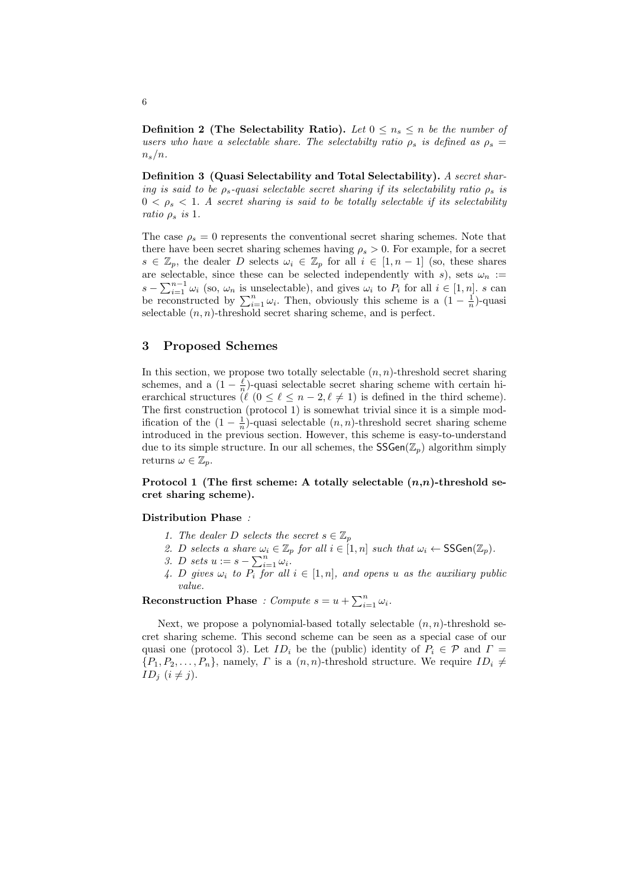**Definition 2 (The Selectability Ratio).** *Let $0 \leq n_s \leq n$ be the number of users who have a selectable share. The selectabilty ratio $\rho_s$ is defined as $\rho_s = n_s/n$.*

**Definition 3 (Quasi Selectability and Total Selectability).** *A secret sharing is said to be $\rho_s$-quasi selectable secret sharing if its selectability ratio $\rho_s$ is $0 < \rho_s < 1$. A secret sharing is said to be totally selectable if its selectability ratio $\rho_s$ is 1.*

The case $\rho_s = 0$ represents the conventional secret sharing schemes. Note that there have been secret sharing schemes having $\rho_s > 0$. For example, for a secret $s \in \mathbb{Z}_p$, the dealer $D$ selects $\omega_i \in \mathbb{Z}_p$ for all $i \in [1, n-1]$ (so, these shares are selectable, since these can be selected independently with $s$), sets $\omega_n := s - \sum_{i=1}^{n-1} \omega_i$ (so, $\omega_n$ is unselectable), and gives $\omega_i$ to $P_i$ for all $i \in [1, n]$. $s$ can be reconstructed by $\sum_{i=1}^{n} \omega_i$. Then, obviously this scheme is a $(1 - \frac{1}{n})$-quasi selectable $(n, n)$-threshold secret sharing scheme, and is perfect.

## 3 Proposed Schemes

In this section, we propose two totally selectable $(n, n)$-threshold secret sharing schemes, and a $(1 - \frac{\ell}{n})$-quasi selectable secret sharing scheme with certain hierarchical structures ($\ell$ $(0 \leq \ell \leq n-2, \ell \neq 1)$ is defined in the third scheme). The first construction (protocol 1) is somewhat trivial since it is a simple modification of the $(1 - \frac{1}{n})$-quasi selectable $(n, n)$-threshold secret sharing scheme introduced in the previous section. However, this scheme is easy-to-understand due to its simple structure. In our all schemes, the $\mathsf{SSGen}(\mathbb{Z}_p)$ algorithm simply returns $\omega \in \mathbb{Z}_p$.

**Protocol 1 (The first scheme: A totally selectable $(n,n)$-threshold secret sharing scheme).**

**Distribution Phase** *:*

1. *The dealer $D$ selects the secret $s \in \mathbb{Z}_p$*
2. *$D$ selects a share $\omega_i \in \mathbb{Z}_p$ for all $i \in [1, n]$ such that $\omega_i \leftarrow \mathsf{SSGen}(\mathbb{Z}_p)$.*
3. *$D$ sets $u := s - \sum_{i=1}^{n} \omega_i$.*
4. *$D$ gives $\omega_i$ to $P_i$ for all $i \in [1, n]$, and opens $u$ as the auxiliary public value.*

**Reconstruction Phase** *: Compute $s = u + \sum_{i=1}^{n} \omega_i$.*

Next, we propose a polynomial-based totally selectable $(n, n)$-threshold secret sharing scheme. This second scheme can be seen as a special case of our quasi one (protocol 3). Let $ID_i$ be the (public) identity of $P_i \in \mathcal{P}$ and $\Gamma = \{P_1, P_2, \ldots, P_n\}$, namely, $\Gamma$ is a $(n, n)$-threshold structure. We require $ID_i \neq ID_j$ $(i \neq j)$.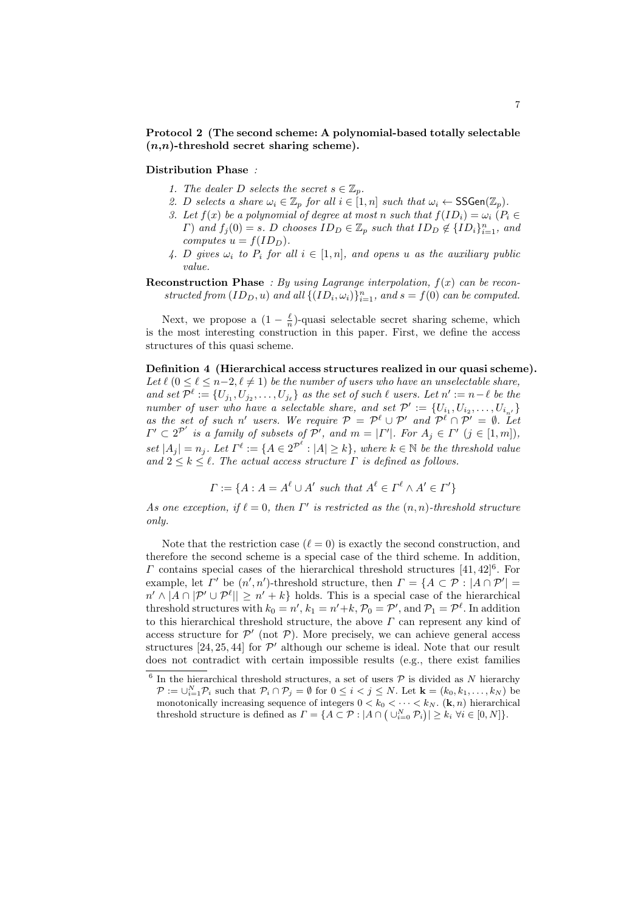**Protocol 2 (The second scheme: A polynomial-based totally selectable $(n,n)$-threshold secret sharing scheme).**

**Distribution Phase** *:*

1. *The dealer $D$ selects the secret $s \in \mathbb{Z}_p$.*
2. *$D$ selects a share $\omega_i \in \mathbb{Z}_p$ for all $i \in [1,n]$ such that $\omega_i \leftarrow \mathsf{SSGen}(\mathbb{Z}_p)$.*
3. *Let $f(x)$ be a polynomial of degree at most $n$ such that $f(ID_i) = \omega_i$ ($P_i \in \Gamma$) and $f_j(0) = s$. $D$ chooses $ID_D \in \mathbb{Z}_p$ such that $ID_D \notin \{ID_i\}_{i=1}^n$, and computes $u = f(ID_D)$.*
4. *$D$ gives $\omega_i$ to $P_i$ for all $i \in [1,n]$, and opens $u$ as the auxiliary public value.*

**Reconstruction Phase** *: By using Lagrange interpolation, $f(x)$ can be reconstructed from $(ID_D, u)$ and all $\{(ID_i, \omega_i)\}_{i=1}^n$, and $s = f(0)$ can be computed.*

Next, we propose a $(1 - \frac{\ell}{n})$-quasi selectable secret sharing scheme, which is the most interesting construction in this paper. First, we define the access structures of this quasi scheme.

**Definition 4 (Hierarchical access structures realized in our quasi scheme).** *Let $\ell$ ($0 \leq \ell \leq n-2, \ell \neq 1$) be the number of users who have an unselectable share, and set $\mathcal{P}^\ell := \{U_{j_1}, U_{j_2}, \ldots, U_{j_\ell}\}$ as the set of such $\ell$ users. Let $n' := n - \ell$ be the number of user who have a selectable share, and set $\mathcal{P}' := \{U_{i_1}, U_{i_2}, \ldots, U_{i_{n'}}\}$ as the set of such $n'$ users. We require $\mathcal{P} = \mathcal{P}^\ell \cup \mathcal{P}'$ and $\mathcal{P}^\ell \cap \mathcal{P}' = \emptyset$. Let $\Gamma' \subset 2^{\mathcal{P}'}$ is a family of subsets of $\mathcal{P}'$, and $m = |\Gamma'|$. For $A_j \in \Gamma'$ ($j \in [1,m]$), set $|A_j| = n_j$. Let $\Gamma^\ell := \{A \in 2^{\mathcal{P}^\ell} : |A| \geq k\}$, where $k \in \mathbb{N}$ be the threshold value and $2 \leq k \leq \ell$. The actual access structure $\Gamma$ is defined as follows.*

$$\Gamma := \{A : A = A^\ell \cup A' \text{ such that } A^\ell \in \Gamma^\ell \wedge A' \in \Gamma'\}$$

*As one exception, if $\ell = 0$, then $\Gamma'$ is restricted as the $(n,n)$-threshold structure only.*

Note that the restriction case ($\ell = 0$) is exactly the second construction, and therefore the second scheme is a special case of the third scheme. In addition, $\Gamma$ contains special cases of the hierarchical threshold structures [41, 42][6]. For example, let $\Gamma'$ be $(n', n')$-threshold structure, then $\Gamma = \{A \subset \mathcal{P} : |A \cap \mathcal{P}'| = n' \wedge |A \cap |\mathcal{P}' \cup \mathcal{P}^\ell|| \geq n' + k\}$ holds. This is a special case of the hierarchical threshold structures with $k_0 = n'$, $k_1 = n'+k$, $\mathcal{P}_0 = \mathcal{P}'$, and $\mathcal{P}_1 = \mathcal{P}^\ell$. In addition to this hierarchical threshold structure, the above $\Gamma$ can represent any kind of access structure for $\mathcal{P}'$ (not $\mathcal{P}$). More precisely, we can achieve general access structures [24, 25, 44] for $\mathcal{P}'$ although our scheme is ideal. Note that our result does not contradict with certain impossible results (e.g., there exist families

[6] In the hierarchical threshold structures, a set of users $\mathcal{P}$ is divided as $N$ hierarchy $\mathcal{P} := \cup_{i=1}^N \mathcal{P}_i$ such that $\mathcal{P}_i \cap \mathcal{P}_j = \emptyset$ for $0 \leq i < j \leq N$. Let $\mathbf{k} = (k_0, k_1, \ldots, k_N)$ be monotonically increasing sequence of integers $0 < k_0 < \cdots < k_N$. $(\mathbf{k}, n)$ hierarchical threshold structure is defined as $\Gamma = \{A \subset \mathcal{P} : |A \cap (\cup_{i=0}^N \mathcal{P}_i)| \geq k_i \ \forall i \in [0, N]\}$.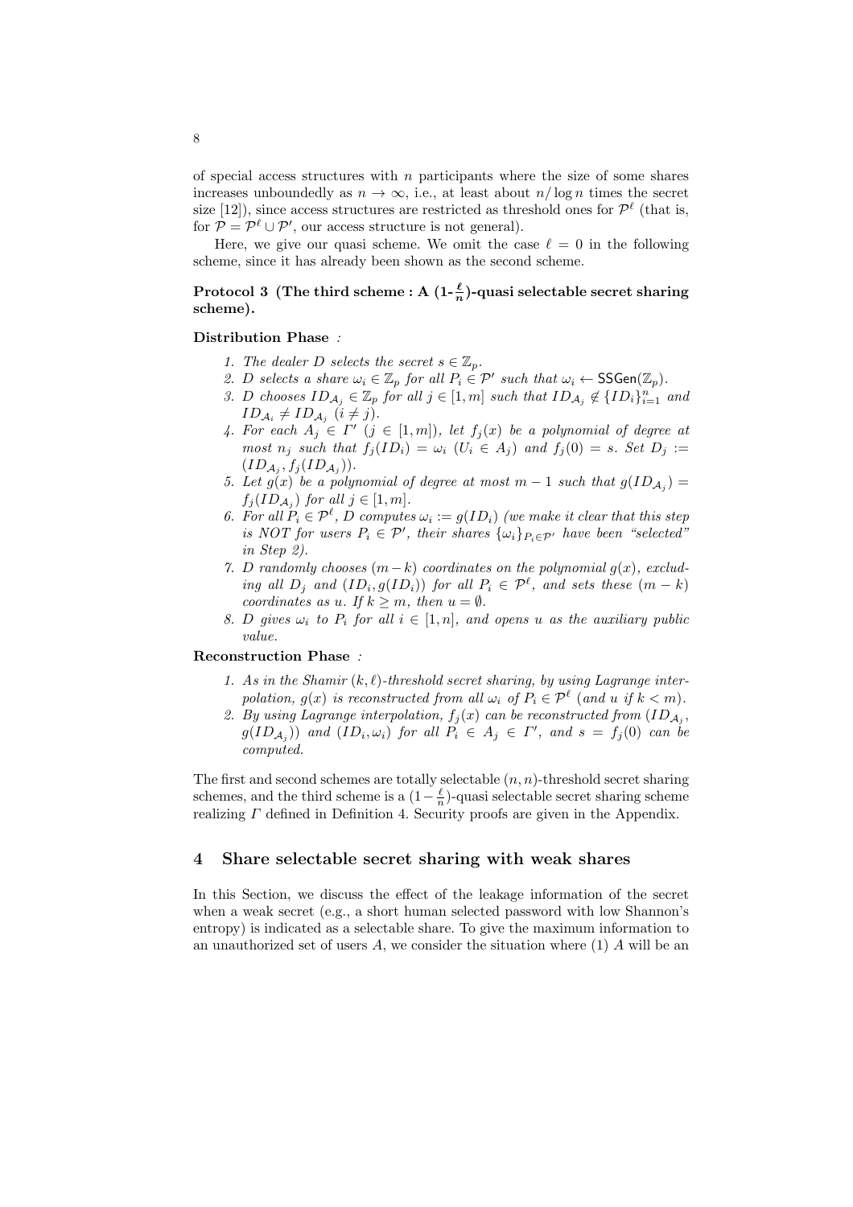of special access structures with $n$ participants where the size of some shares increases unboundedly as $n \to \infty$, i.e., at least about $n/\log n$ times the secret size [12]), since access structures are restricted as threshold ones for $\mathcal{P}^\ell$ (that is, for $\mathcal{P} = \mathcal{P}^\ell \cup \mathcal{P}'$, our access structure is not general).

Here, we give our quasi scheme. We omit the case $\ell = 0$ in the following scheme, since it has already been shown as the second scheme.

**Protocol 3 (The third scheme : A (1-$\frac{\ell}{n}$)-quasi selectable secret sharing scheme).**

**Distribution Phase** *:*

1. *The dealer $D$ selects the secret $s \in \mathbb{Z}_p$.*
2. *$D$ selects a share $\omega_i \in \mathbb{Z}_p$ for all $P_i \in \mathcal{P}'$ such that $\omega_i \leftarrow \mathsf{SSGen}(\mathbb{Z}_p)$.*
3. *$D$ chooses $ID_{\mathcal{A}_j} \in \mathbb{Z}_p$ for all $j \in [1, m]$ such that $ID_{\mathcal{A}_j} \notin \{ID_i\}_{i=1}^n$ and $ID_{\mathcal{A}_i} \neq ID_{\mathcal{A}_j}$ $(i \neq j)$.*
4. *For each $A_j \in \Gamma'$ $(j \in [1, m])$, let $f_j(x)$ be a polynomial of degree at most $n_j$ such that $f_j(ID_i) = \omega_i$ $(U_i \in A_j)$ and $f_j(0) = s$. Set $D_j := (ID_{\mathcal{A}_j}, f_j(ID_{\mathcal{A}_j}))$.*
5. *Let $g(x)$ be a polynomial of degree at most $m - 1$ such that $g(ID_{\mathcal{A}_j}) = f_j(ID_{\mathcal{A}_j})$ for all $j \in [1, m]$.*
6. *For all $P_i \in \mathcal{P}^\ell$, $D$ computes $\omega_i := g(ID_i)$ (we make it clear that this step is NOT for users $P_i \in \mathcal{P}'$, their shares $\{\omega_i\}_{P_i \in \mathcal{P}'}$ have been "selected" in Step 2).*
7. *$D$ randomly chooses $(m - k)$ coordinates on the polynomial $g(x)$, excluding all $D_j$ and $(ID_i, g(ID_i))$ for all $P_i \in \mathcal{P}^\ell$, and sets these $(m - k)$ coordinates as $u$. If $k \geq m$, then $u = \emptyset$.*
8. *$D$ gives $\omega_i$ to $P_i$ for all $i \in [1, n]$, and opens $u$ as the auxiliary public value.*

**Reconstruction Phase** *:*

1. *As in the Shamir $(k, \ell)$-threshold secret sharing, by using Lagrange interpolation, $g(x)$ is reconstructed from all $\omega_i$ of $P_i \in \mathcal{P}^\ell$ (and $u$ if $k < m$).*
2. *By using Lagrange interpolation, $f_j(x)$ can be reconstructed from $(ID_{\mathcal{A}_j}, g(ID_{\mathcal{A}_j}))$ and $(ID_i, \omega_i)$ for all $P_i \in A_j \in \Gamma'$, and $s = f_j(0)$ can be computed.*

The first and second schemes are totally selectable $(n, n)$-threshold secret sharing schemes, and the third scheme is a $(1 - \frac{\ell}{n})$-quasi selectable secret sharing scheme realizing $\Gamma$ defined in Definition 4. Security proofs are given in the Appendix.

## 4 Share selectable secret sharing with weak shares

In this Section, we discuss the effect of the leakage information of the secret when a weak secret (e.g., a short human selected password with low Shannon's entropy) is indicated as a selectable share. To give the maximum information to an unauthorized set of users $A$, we consider the situation where (1) $A$ will be an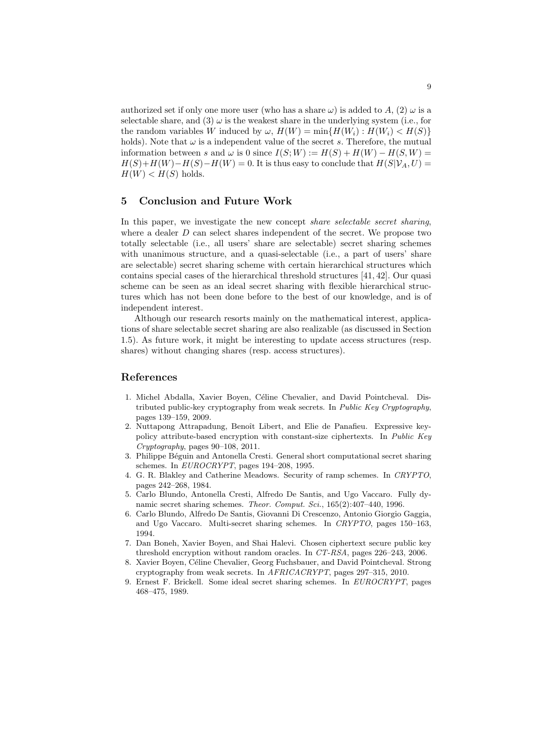authorized set if only one more user (who has a share $\omega$) is added to $A$, (2) $\omega$ is a selectable share, and (3) $\omega$ is the weakest share in the underlying system (i.e., for the random variables $W$ induced by $\omega$, $H(W) = \min\{H(W_i) : H(W_i) < H(S)\}$ holds). Note that $\omega$ is a independent value of the secret $s$. Therefore, the mutual information between $s$ and $\omega$ is 0 since $I(S;W) := H(S) + H(W) - H(S,W) = H(S) + H(W) - H(S) - H(W) = 0$. It is thus easy to conclude that $H(S|\mathcal{V}_A, U) = H(W) < H(S)$ holds.

## 5 Conclusion and Future Work

In this paper, we investigate the new concept *share selectable secret sharing*, where a dealer $D$ can select shares independent of the secret. We propose two totally selectable (i.e., all users' share are selectable) secret sharing schemes with unanimous structure, and a quasi-selectable (i.e., a part of users' share are selectable) secret sharing scheme with certain hierarchical structures which contains special cases of the hierarchical threshold structures [41, 42]. Our quasi scheme can be seen as an ideal secret sharing with flexible hierarchical structures which has not been done before to the best of our knowledge, and is of independent interest.

Although our research resorts mainly on the mathematical interest, applications of share selectable secret sharing are also realizable (as discussed in Section 1.5). As future work, it might be interesting to update access structures (resp. shares) without changing shares (resp. access structures).

## References

1. Michel Abdalla, Xavier Boyen, Céline Chevalier, and David Pointcheval. Distributed public-key cryptography from weak secrets. In *Public Key Cryptography*, pages 139–159, 2009.
2. Nuttapong Attrapadung, Benoît Libert, and Elie de Panafieu. Expressive key-policy attribute-based encryption with constant-size ciphertexts. In *Public Key Cryptography*, pages 90–108, 2011.
3. Philippe Béguin and Antonella Cresti. General short computational secret sharing schemes. In *EUROCRYPT*, pages 194–208, 1995.
4. G. R. Blakley and Catherine Meadows. Security of ramp schemes. In *CRYPTO*, pages 242–268, 1984.
5. Carlo Blundo, Antonella Cresti, Alfredo De Santis, and Ugo Vaccaro. Fully dynamic secret sharing schemes. *Theor. Comput. Sci.*, 165(2):407–440, 1996.
6. Carlo Blundo, Alfredo De Santis, Giovanni Di Crescenzo, Antonio Giorgio Gaggia, and Ugo Vaccaro. Multi-secret sharing schemes. In *CRYPTO*, pages 150–163, 1994.
7. Dan Boneh, Xavier Boyen, and Shai Halevi. Chosen ciphertext secure public key threshold encryption without random oracles. In *CT-RSA*, pages 226–243, 2006.
8. Xavier Boyen, Céline Chevalier, Georg Fuchsbauer, and David Pointcheval. Strong cryptography from weak secrets. In *AFRICACRYPT*, pages 297–315, 2010.
9. Ernest F. Brickell. Some ideal secret sharing schemes. In *EUROCRYPT*, pages 468–475, 1989.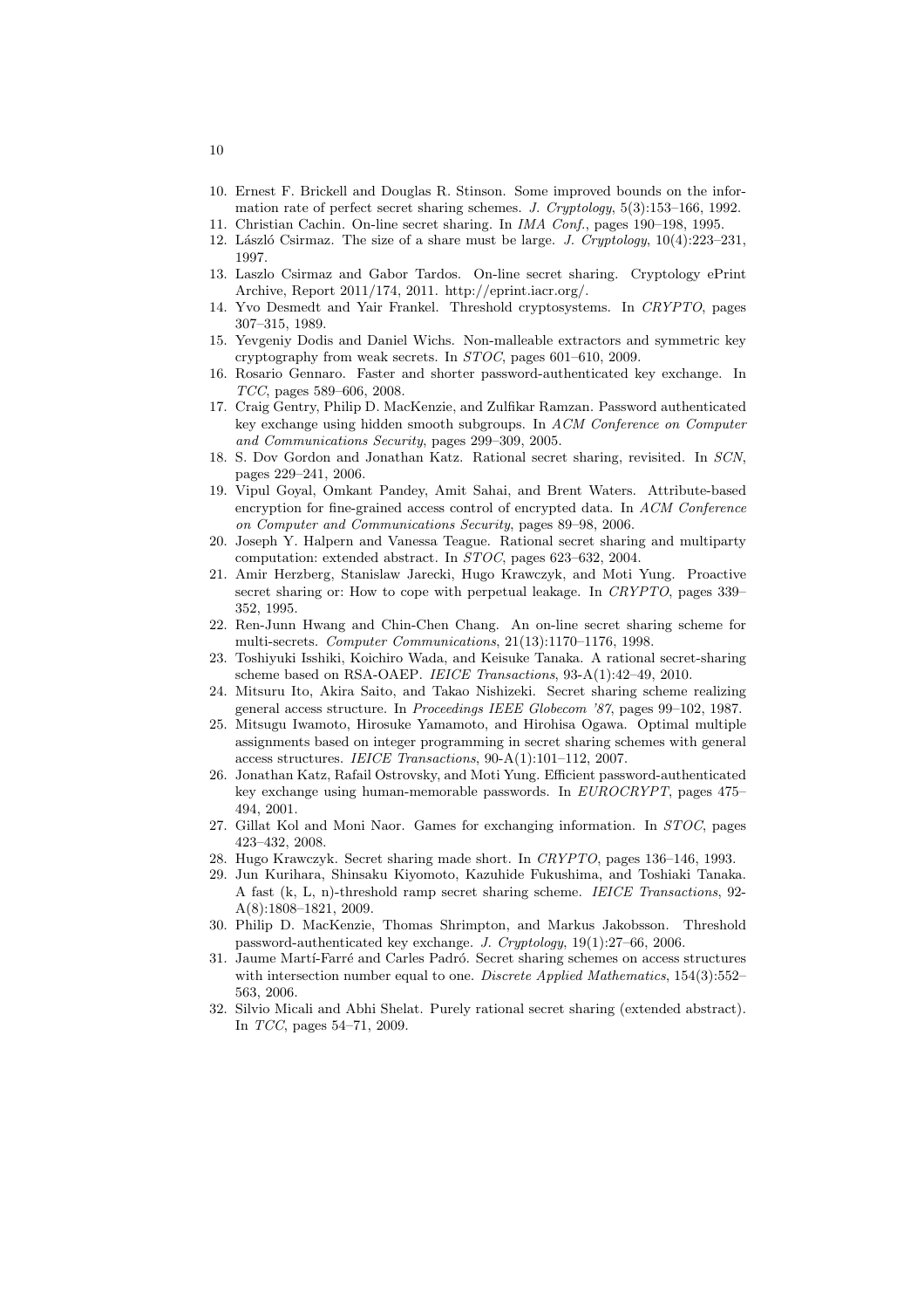10. Ernest F. Brickell and Douglas R. Stinson. Some improved bounds on the information rate of perfect secret sharing schemes. *J. Cryptology*, 5(3):153–166, 1992.
11. Christian Cachin. On-line secret sharing. In *IMA Conf.*, pages 190–198, 1995.
12. László Csirmaz. The size of a share must be large. *J. Cryptology*, 10(4):223–231, 1997.
13. Laszlo Csirmaz and Gabor Tardos. On-line secret sharing. Cryptology ePrint Archive, Report 2011/174, 2011. http://eprint.iacr.org/.
14. Yvo Desmedt and Yair Frankel. Threshold cryptosystems. In *CRYPTO*, pages 307–315, 1989.
15. Yevgeniy Dodis and Daniel Wichs. Non-malleable extractors and symmetric key cryptography from weak secrets. In *STOC*, pages 601–610, 2009.
16. Rosario Gennaro. Faster and shorter password-authenticated key exchange. In *TCC*, pages 589–606, 2008.
17. Craig Gentry, Philip D. MacKenzie, and Zulfikar Ramzan. Password authenticated key exchange using hidden smooth subgroups. In *ACM Conference on Computer and Communications Security*, pages 299–309, 2005.
18. S. Dov Gordon and Jonathan Katz. Rational secret sharing, revisited. In *SCN*, pages 229–241, 2006.
19. Vipul Goyal, Omkant Pandey, Amit Sahai, and Brent Waters. Attribute-based encryption for fine-grained access control of encrypted data. In *ACM Conference on Computer and Communications Security*, pages 89–98, 2006.
20. Joseph Y. Halpern and Vanessa Teague. Rational secret sharing and multiparty computation: extended abstract. In *STOC*, pages 623–632, 2004.
21. Amir Herzberg, Stanislaw Jarecki, Hugo Krawczyk, and Moti Yung. Proactive secret sharing or: How to cope with perpetual leakage. In *CRYPTO*, pages 339–352, 1995.
22. Ren-Junn Hwang and Chin-Chen Chang. An on-line secret sharing scheme for multi-secrets. *Computer Communications*, 21(13):1170–1176, 1998.
23. Toshiyuki Isshiki, Koichiro Wada, and Keisuke Tanaka. A rational secret-sharing scheme based on RSA-OAEP. *IEICE Transactions*, 93-A(1):42–49, 2010.
24. Mitsuru Ito, Akira Saito, and Takao Nishizeki. Secret sharing scheme realizing general access structure. In *Proceedings IEEE Globecom '87*, pages 99–102, 1987.
25. Mitsugu Iwamoto, Hirosuke Yamamoto, and Hirohisa Ogawa. Optimal multiple assignments based on integer programming in secret sharing schemes with general access structures. *IEICE Transactions*, 90-A(1):101–112, 2007.
26. Jonathan Katz, Rafail Ostrovsky, and Moti Yung. Efficient password-authenticated key exchange using human-memorable passwords. In *EUROCRYPT*, pages 475–494, 2001.
27. Gillat Kol and Moni Naor. Games for exchanging information. In *STOC*, pages 423–432, 2008.
28. Hugo Krawczyk. Secret sharing made short. In *CRYPTO*, pages 136–146, 1993.
29. Jun Kurihara, Shinsaku Kiyomoto, Kazuhide Fukushima, and Toshiaki Tanaka. A fast (k, L, n)-threshold ramp secret sharing scheme. *IEICE Transactions*, 92-A(8):1808–1821, 2009.
30. Philip D. MacKenzie, Thomas Shrimpton, and Markus Jakobsson. Threshold password-authenticated key exchange. *J. Cryptology*, 19(1):27–66, 2006.
31. Jaume Martí-Farré and Carles Padró. Secret sharing schemes on access structures with intersection number equal to one. *Discrete Applied Mathematics*, 154(3):552–563, 2006.
32. Silvio Micali and Abhi Shelat. Purely rational secret sharing (extended abstract). In *TCC*, pages 54–71, 2009.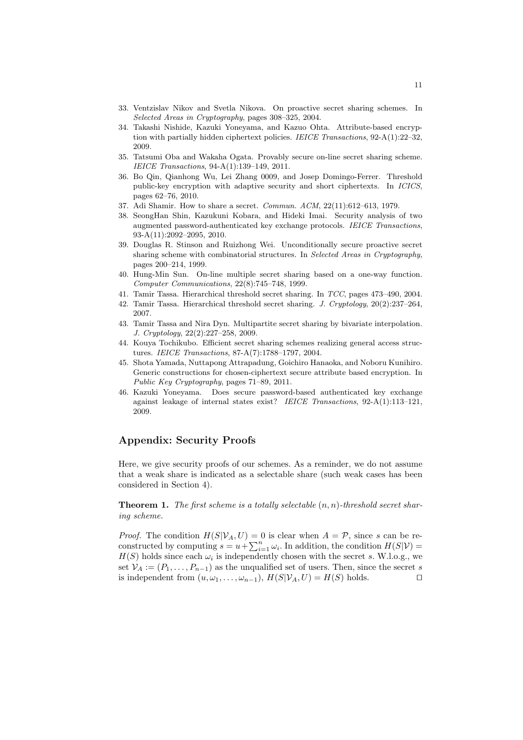33. Ventzislav Nikov and Svetla Nikova. On proactive secret sharing schemes. In *Selected Areas in Cryptography*, pages 308–325, 2004.
34. Takashi Nishide, Kazuki Yoneyama, and Kazuo Ohta. Attribute-based encryption with partially hidden ciphertext policies. *IEICE Transactions*, 92-A(1):22–32, 2009.
35. Tatsumi Oba and Wakaha Ogata. Provably secure on-line secret sharing scheme. *IEICE Transactions*, 94-A(1):139–149, 2011.
36. Bo Qin, Qianhong Wu, Lei Zhang 0009, and Josep Domingo-Ferrer. Threshold public-key encryption with adaptive security and short ciphertexts. In *ICICS*, pages 62–76, 2010.
37. Adi Shamir. How to share a secret. *Commun. ACM*, 22(11):612–613, 1979.
38. SeongHan Shin, Kazukuni Kobara, and Hideki Imai. Security analysis of two augmented password-authenticated key exchange protocols. *IEICE Transactions*, 93-A(11):2092–2095, 2010.
39. Douglas R. Stinson and Ruizhong Wei. Unconditionally secure proactive secret sharing scheme with combinatorial structures. In *Selected Areas in Cryptography*, pages 200–214, 1999.
40. Hung-Min Sun. On-line multiple secret sharing based on a one-way function. *Computer Communications*, 22(8):745–748, 1999.
41. Tamir Tassa. Hierarchical threshold secret sharing. In *TCC*, pages 473–490, 2004.
42. Tamir Tassa. Hierarchical threshold secret sharing. *J. Cryptology*, 20(2):237–264, 2007.
43. Tamir Tassa and Nira Dyn. Multipartite secret sharing by bivariate interpolation. *J. Cryptology*, 22(2):227–258, 2009.
44. Kouya Tochikubo. Efficient secret sharing schemes realizing general access structures. *IEICE Transactions*, 87-A(7):1788–1797, 2004.
45. Shota Yamada, Nuttapong Attrapadung, Goichiro Hanaoka, and Noboru Kunihiro. Generic constructions for chosen-ciphertext secure attribute based encryption. In *Public Key Cryptography*, pages 71–89, 2011.
46. Kazuki Yoneyama. Does secure password-based authenticated key exchange against leakage of internal states exist? *IEICE Transactions*, 92-A(1):113–121, 2009.

## Appendix: Security Proofs

Here, we give security proofs of our schemes. As a reminder, we do not assume that a weak share is indicated as a selectable share (such weak cases has been considered in Section 4).

**Theorem 1.** *The first scheme is a totally selectable $(n, n)$-threshold secret sharing scheme.*

*Proof.* The condition $H(S|\mathcal{V}_A, U) = 0$ is clear when $A = \mathcal{P}$, since $s$ can be reconstructed by computing $s = u + \sum_{i=1}^{n} \omega_i$. In addition, the condition $H(S|\mathcal{V}) = H(S)$ holds since each $\omega_i$ is independently chosen with the secret $s$. W.l.o.g., we set $\mathcal{V}_A := (P_1, \ldots, P_{n-1})$ as the unqualified set of users. Then, since the secret $s$ is independent from $(u, \omega_1, \ldots, \omega_{n-1})$, $H(S|\mathcal{V}_A, U) = H(S)$ holds. $\square$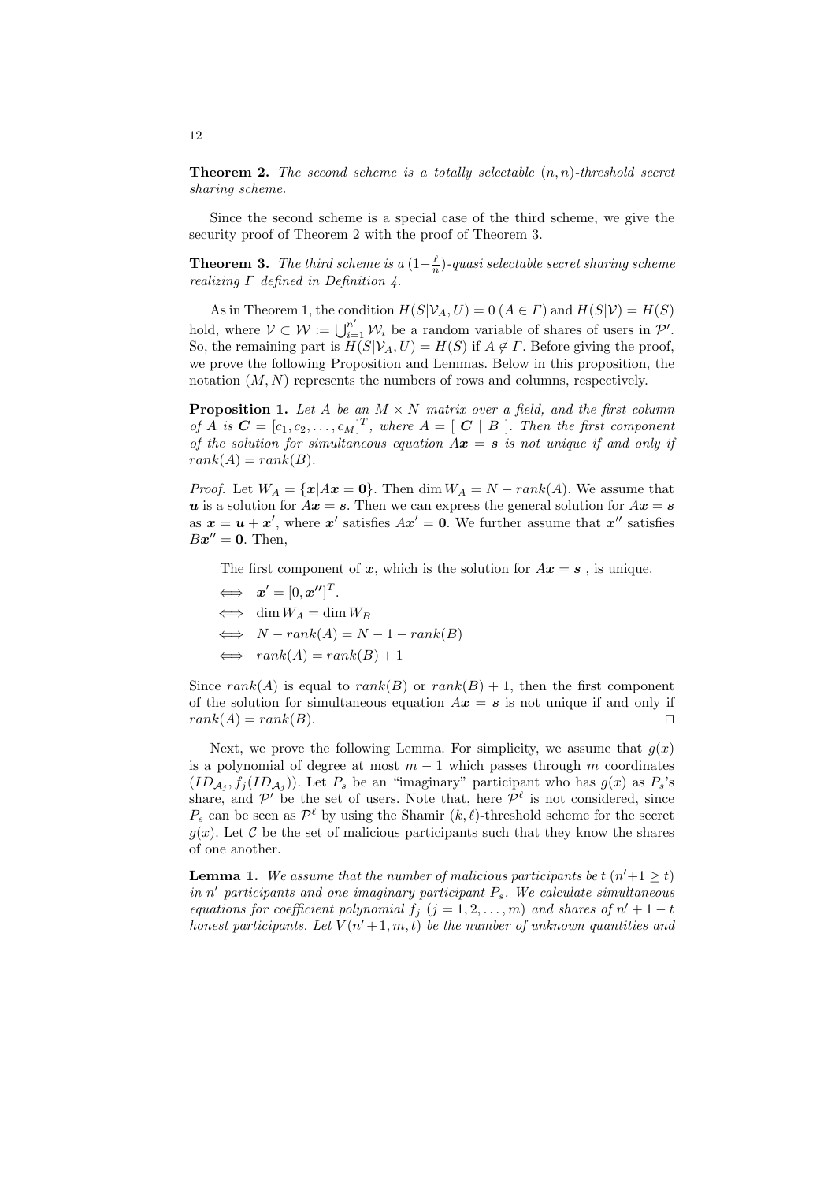**Theorem 2.** *The second scheme is a totally selectable $(n, n)$-threshold secret sharing scheme.*

Since the second scheme is a special case of the third scheme, we give the security proof of Theorem 2 with the proof of Theorem 3.

**Theorem 3.** *The third scheme is a $(1-\frac{\ell}{n})$-quasi selectable secret sharing scheme realizing $\Gamma$ defined in Definition 4.*

As in Theorem 1, the condition $H(S|\mathcal{V}_A, U) = 0 \; (A \in \Gamma)$ and $H(S|\mathcal{V}) = H(S)$ hold, where $\mathcal{V} \subset \mathcal{W} := \bigcup_{i=1}^{n'} \mathcal{W}_i$ be a random variable of shares of users in $\mathcal{P}'$. So, the remaining part is $H(S|\mathcal{V}_A, U) = H(S)$ if $A \notin \Gamma$. Before giving the proof, we prove the following Proposition and Lemmas. Below in this proposition, the notation $(M, N)$ represents the numbers of rows and columns, respectively.

**Proposition 1.** *Let $A$ be an $M \times N$ matrix over a field, and the first column of $A$ is $\boldsymbol{C} = [c_1, c_2, \dots, c_M]^T$, where $A = [\ \boldsymbol{C} \mid B\ ]$. Then the first component of the solution for simultaneous equation $A\boldsymbol{x} = \boldsymbol{s}$ is not unique if and only if $rank(A) = rank(B)$.*

*Proof.* Let $W_A = \{\boldsymbol{x} | A\boldsymbol{x} = \boldsymbol{0}\}$. Then $\dim W_A = N - rank(A)$. We assume that $\boldsymbol{u}$ is a solution for $A\boldsymbol{x} = \boldsymbol{s}$. Then we can express the general solution for $A\boldsymbol{x} = \boldsymbol{s}$ as $\boldsymbol{x} = \boldsymbol{u} + \boldsymbol{x}'$, where $\boldsymbol{x}'$ satisfies $A\boldsymbol{x}' = \boldsymbol{0}$. We further assume that $\boldsymbol{x}''$ satisfies $B\boldsymbol{x}'' = \boldsymbol{0}$. Then,

The first component of $\boldsymbol{x}$, which is the solution for $A\boldsymbol{x} = \boldsymbol{s}$ , is unique.

$\iff \; \boldsymbol{x}' = [0, \boldsymbol{x''}]^T$.

$\iff \; \dim W_A = \dim W_B$

$\iff \; N - rank(A) = N - 1 - rank(B)$

$\iff \; rank(A) = rank(B) + 1$

Since $rank(A)$ is equal to $rank(B)$ or $rank(B) + 1$, then the first component of the solution for simultaneous equation $A\boldsymbol{x} = \boldsymbol{s}$ is not unique if and only if $rank(A) = rank(B)$. $\square$

Next, we prove the following Lemma. For simplicity, we assume that $g(x)$ is a polynomial of degree at most $m-1$ which passes through $m$ coordinates $(ID_{\mathcal{A}_j}, f_j(ID_{\mathcal{A}_j}))$. Let $P_s$ be an "imaginary" participant who has $g(x)$ as $P_s$'s share, and $\mathcal{P}'$ be the set of users. Note that, here $\mathcal{P}^\ell$ is not considered, since $P_s$ can be seen as $\mathcal{P}^\ell$ by using the Shamir $(k, \ell)$-threshold scheme for the secret $g(x)$. Let $\mathcal{C}$ be the set of malicious participants such that they know the shares of one another.

**Lemma 1.** *We assume that the number of malicious participants be $t$ $(n'+1 \geq t)$ in $n'$ participants and one imaginary participant $P_s$. We calculate simultaneous equations for coefficient polynomial $f_j$ $(j = 1, 2, \dots, m)$ and shares of $n'+1-t$ honest participants. Let $V(n'+1, m, t)$ be the number of unknown quantities and*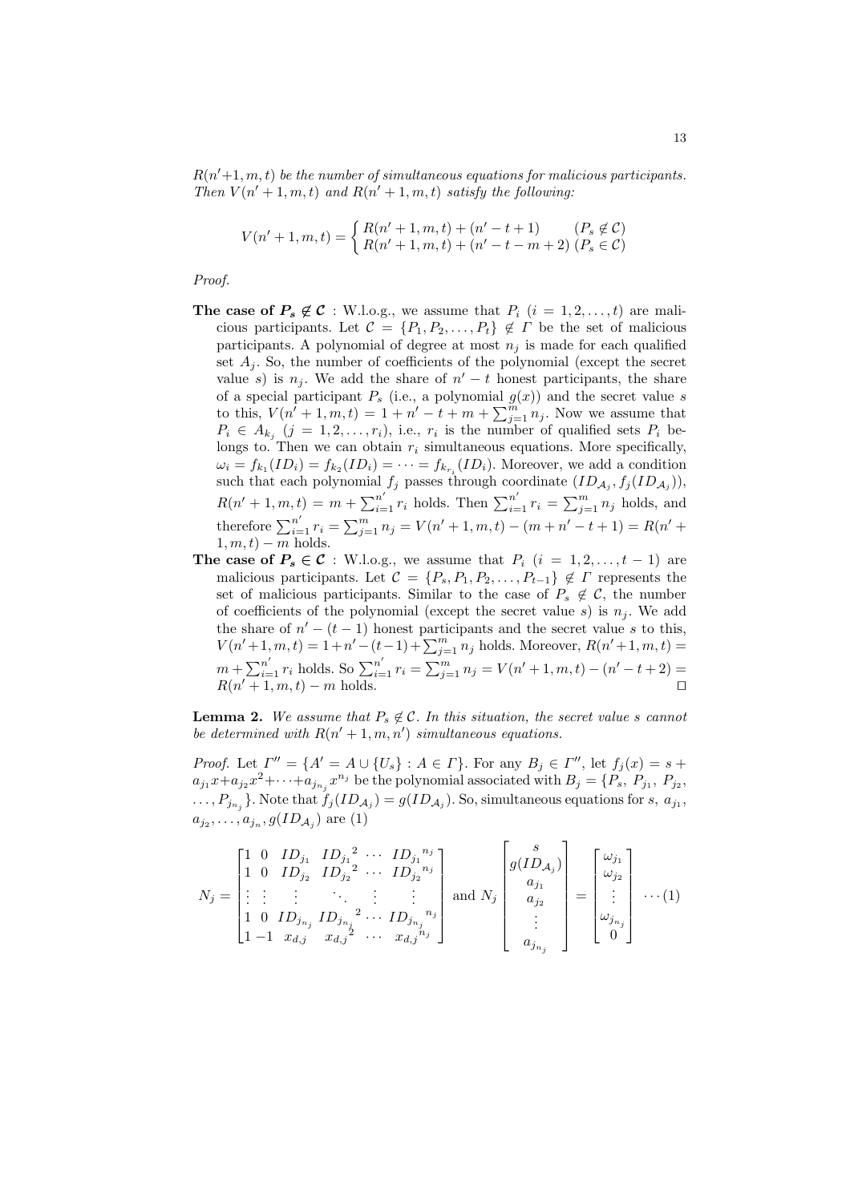*$R(n'+1, m, t)$ be the number of simultaneous equations for malicious participants. Then $V(n'+1, m, t)$ and $R(n'+1, m, t)$ satisfy the following:*

$$V(n'+1, m, t) = \begin{cases} R(n'+1, m, t) + (n' - t + 1) & (P_s \notin \mathcal{C}) \\ R(n'+1, m, t) + (n' - t - m + 2) & (P_s \in \mathcal{C}) \end{cases}$$

*Proof.*

- **The case of $P_s \notin \mathcal{C}$** : W.l.o.g., we assume that $P_i$ $(i = 1, 2, \ldots, t)$ are malicious participants. Let $\mathcal{C} = \{P_1, P_2, \ldots, P_t\} \notin \Gamma$ be the set of malicious participants. A polynomial of degree at most $n_j$ is made for each qualified set $A_j$. So, the number of coefficients of the polynomial (except the secret value $s$) is $n_j$. We add the share of $n' - t$ honest participants, the share of a special participant $P_s$ (i.e., a polynomial $g(x)$) and the secret value $s$ to this, $V(n'+1, m, t) = 1 + n' - t + m + \sum_{j=1}^{m} n_j$. Now we assume that $P_i \in A_{k_j}$ $(j = 1, 2, \ldots, r_i)$, i.e., $r_i$ is the number of qualified sets $P_i$ belongs to. Then we can obtain $r_i$ simultaneous equations. More specifically, $\omega_i = f_{k_1}(ID_i) = f_{k_2}(ID_i) = \cdots = f_{k_{r_i}}(ID_i)$. Moreover, we add a condition such that each polynomial $f_j$ passes through coordinate $(ID_{\mathcal{A}_j}, f_j(ID_{\mathcal{A}_j}))$, $R(n'+1, m, t) = m + \sum_{i=1}^{n'} r_i$ holds. Then $\sum_{i=1}^{n'} r_i = \sum_{j=1}^{m} n_j$ holds, and therefore $\sum_{i=1}^{n'} r_i = \sum_{j=1}^{m} n_j = V(n'+1, m, t) - (m + n' - t + 1) = R(n'+1, m, t) - m$ holds.
- **The case of $P_s \in \mathcal{C}$** : W.l.o.g., we assume that $P_i$ $(i = 1, 2, \ldots, t-1)$ are malicious participants. Let $\mathcal{C} = \{P_s, P_1, P_2, \ldots, P_{t-1}\} \notin \Gamma$ represents the set of malicious participants. Similar to the case of $P_s \notin \mathcal{C}$, the number of coefficients of the polynomial (except the secret value $s$) is $n_j$. We add the share of $n' - (t-1)$ honest participants and the secret value $s$ to this, $V(n'+1, m, t) = 1 + n' - (t-1) + \sum_{j=1}^{m} n_j$ holds. Moreover, $R(n'+1, m, t) = m + \sum_{i=1}^{n'} r_i$ holds. So $\sum_{i=1}^{n'} r_i = \sum_{j=1}^{m} n_j = V(n'+1, m, t) - (n' - t + 2) = R(n'+1, m, t) - m$ holds. ◻

**Lemma 2.** *We assume that $P_s \notin \mathcal{C}$. In this situation, the secret value $s$ cannot be determined with $R(n'+1, m, n')$ simultaneous equations.*

*Proof.* Let $\Gamma'' = \{A' = A \cup \{U_s\} : A \in \Gamma\}$. For any $B_j \in \Gamma''$, let $f_j(x) = s + a_{j_1}x + a_{j_2}x^2 + \cdots + a_{j_{n_j}}x^{n_j}$ be the polynomial associated with $B_j = \{P_s, P_{j_1}, P_{j_2}, \ldots, P_{j_{n_j}}\}$. Note that $f_j(ID_{\mathcal{A}_j}) = g(ID_{\mathcal{A}_j})$. So, simultaneous equations for $s$, $a_{j_1}$, $a_{j_2}, \ldots, a_{j_n}, g(ID_{\mathcal{A}_j})$ are (1)

$$N_j = \begin{bmatrix} 1 & 0 & ID_{j_1} & {ID_{j_1}}^2 & \cdots & {ID_{j_1}}^{n_j} \\ 1 & 0 & ID_{j_2} & {ID_{j_2}}^2 & \cdots & {ID_{j_2}}^{n_j} \\ \vdots & \vdots & \vdots & \ddots & \vdots & \vdots \\ 1 & 0 & ID_{j_{n_j}} & {ID_{j_{n_j}}}^2 & \cdots & {ID_{j_{n_j}}}^{n_j} \\ 1 & -1 & x_{d,j} & {x_{d,j}}^2 & \cdots & {x_{d,j}}^{n_j} \end{bmatrix} \text{ and } N_j \begin{bmatrix} s \\ g(ID_{\mathcal{A}_j}) \\ a_{j_1} \\ a_{j_2} \\ \vdots \\ a_{j_{n_j}} \end{bmatrix} = \begin{bmatrix} \omega_{j_1} \\ \omega_{j_2} \\ \vdots \\ \omega_{j_{n_j}} \\ 0 \end{bmatrix} \cdots (1)$$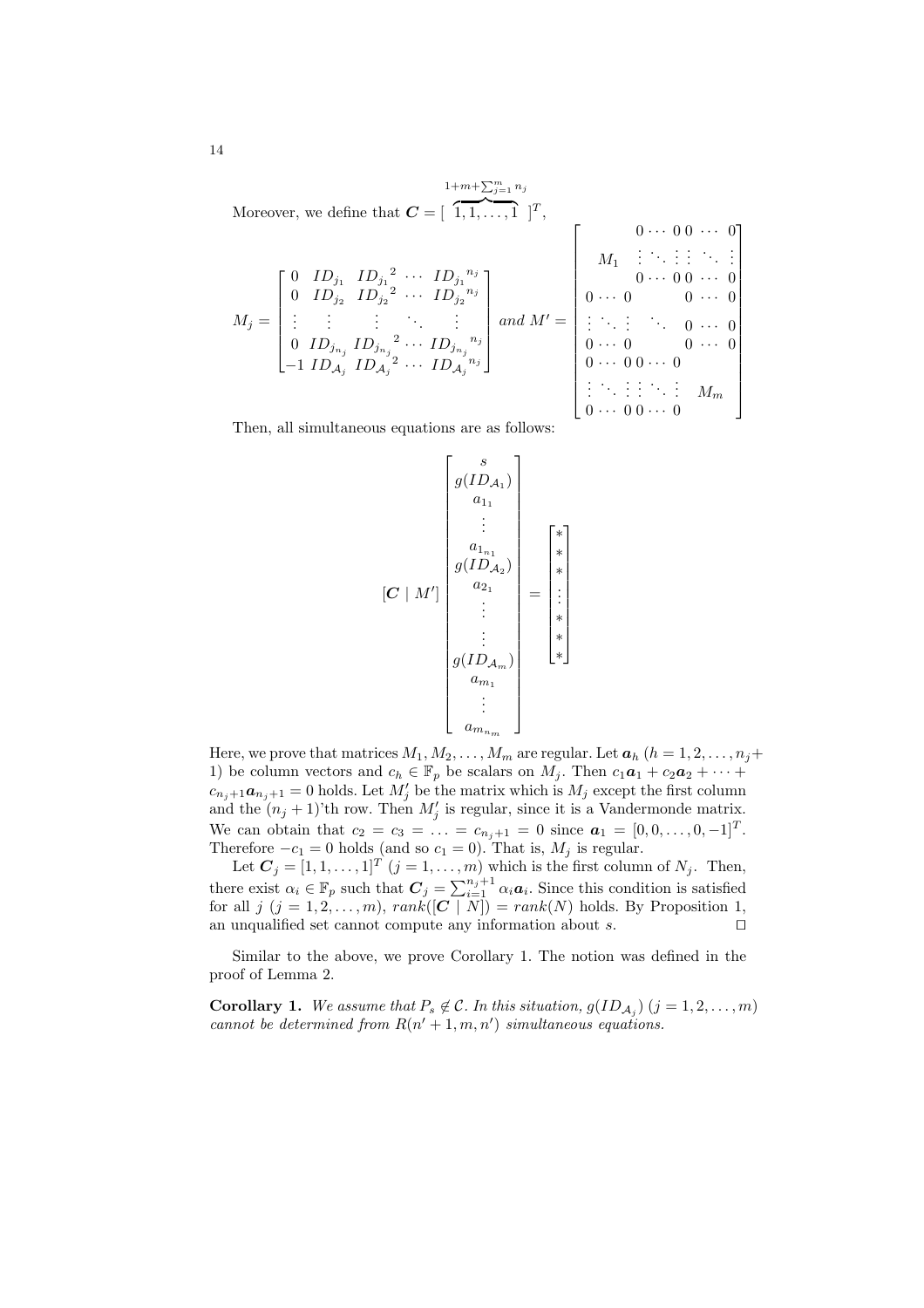Moreover, we define that $\boldsymbol{C} = [\overbrace{1, 1, \ldots, 1}^{1+m+\sum_{j=1}^{m} n_j}]^T$,

$$
M_j = \begin{bmatrix} 0 & ID_{j_1} & {ID_{j_1}}^2 & \cdots & {ID_{j_1}}^{n_j} \\ 0 & ID_{j_2} & {ID_{j_2}}^2 & \cdots & {ID_{j_2}}^{n_j} \\ \vdots & \vdots & \vdots & \ddots & \vdots \\ 0 & ID_{j_{n_j}} & {ID_{j_{n_j}}}^2 & \cdots & {ID_{j_{n_j}}}^{n_j} \\ -1 & ID_{\mathcal{A}_j} & {ID_{\mathcal{A}_j}}^2 & \cdots & {ID_{\mathcal{A}_j}}^{n_j} \end{bmatrix} \text{ and } M' = \begin{bmatrix} M_1 & \begin{matrix} 0 \cdots 0 & 0 \cdots 0 \\ \vdots \ddots \vdots & \vdots \ddots \vdots \\ 0 \cdots 0 & 0 \cdots 0 \end{matrix} \\ \begin{matrix} 0 \cdots 0 \\ \vdots \ddots \vdots \\ 0 \cdots 0 \end{matrix} \ddots & \begin{matrix} 0 \cdots 0 \\ 0 \cdots 0 \\ 0 \cdots 0 \end{matrix} \\ \begin{matrix} 0 \cdots 0 & 0 \cdots 0 \\ \vdots \ddots \vdots & \vdots \ddots \vdots \\ 0 \cdots 0 & 0 \cdots 0 \end{matrix} & M_m \end{bmatrix}
$$

Then, all simultaneous equations are as follows:

$$
[\boldsymbol{C} \mid M'] \begin{bmatrix} s \\ g(ID_{\mathcal{A}_1}) \\ a_{1_1} \\ \vdots \\ a_{1_{n_1}} \\ g(ID_{\mathcal{A}_2}) \\ a_{2_1} \\ \vdots \\ \vdots \\ g(ID_{\mathcal{A}_m}) \\ a_{m_1} \\ \vdots \\ a_{m_{n_m}} \end{bmatrix} = \begin{bmatrix} * \\ * \\ * \\ \vdots \\ * \\ * \\ * \end{bmatrix}
$$

Here, we prove that matrices $M_1, M_2, \ldots, M_m$ are regular. Let $\boldsymbol{a}_h$ $(h = 1, 2, \ldots, n_j + 1)$ be column vectors and $c_h \in \mathbb{F}_p$ be scalars on $M_j$. Then $c_1\boldsymbol{a}_1 + c_2\boldsymbol{a}_2 + \cdots + c_{n_j+1}\boldsymbol{a}_{n_j+1} = 0$ holds. Let $M'_j$ be the matrix which is $M_j$ except the first column and the $(n_j + 1)$'th row. Then $M'_j$ is regular, since it is a Vandermonde matrix. We can obtain that $c_2 = c_3 = \ldots = c_{n_j+1} = 0$ since $\boldsymbol{a}_1 = [0, 0, \ldots, 0, -1]^T$. Therefore $-c_1 = 0$ holds (and so $c_1 = 0$). That is, $M_j$ is regular.

Let $\boldsymbol{C}_j = [1, 1, \ldots, 1]^T$ $(j = 1, \ldots, m)$ which is the first column of $N_j$. Then, there exist $\alpha_i \in \mathbb{F}_p$ such that $\boldsymbol{C}_j = \sum_{i=1}^{n_j+1} \alpha_i \boldsymbol{a}_i$. Since this condition is satisfied for all $j$ $(j = 1, 2, \ldots, m)$, $rank([\boldsymbol{C} \mid N]) = rank(N)$ holds. By Proposition 1, an unqualified set cannot compute any information about $s$. □

Similar to the above, we prove Corollary 1. The notion was defined in the proof of Lemma 2.

**Corollary 1.** *We assume that $P_s \notin \mathcal{C}$. In this situation, $g(ID_{\mathcal{A}_j})$ $(j = 1, 2, \ldots, m)$ cannot be determined from $R(n' + 1, m, n')$ simultaneous equations.*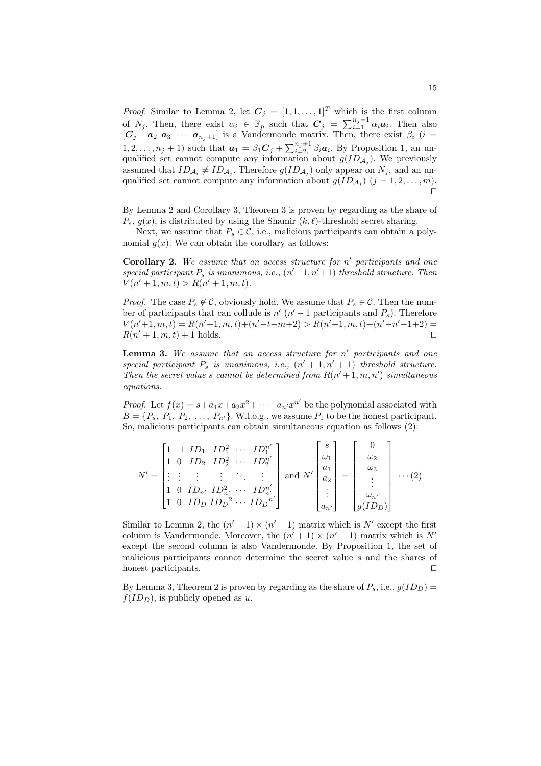*Proof.* Similar to Lemma 2, let $\boldsymbol{C}_j = [1, 1, \ldots, 1]^T$ which is the first column of $N_j$. Then, there exist $\alpha_i \in \mathbb{F}_p$ such that $\boldsymbol{C}_j = \sum_{i=1}^{n_j+1} \alpha_i \boldsymbol{a}_i$. Then also $[\boldsymbol{C}_j \mid \boldsymbol{a}_2 \ \boldsymbol{a}_3 \ \cdots \ \boldsymbol{a}_{n_j+1}]$ is a Vandermonde matrix. Then, there exist $\beta_i$ ($i = 1, 2, \ldots, n_j+1$) such that $\boldsymbol{a}_1 = \beta_1 \boldsymbol{C}_j + \sum_{i=2,}^{n_j+1} \beta_i \boldsymbol{a}_i$. By Proposition 1, an unqualified set cannot compute any information about $g(ID_{\mathcal{A}_j})$. We previously assumed that $ID_{\mathcal{A}_i} \neq ID_{\mathcal{A}_j}$. Therefore $g(ID_{\mathcal{A}_j})$ only appear on $N_j$, and an unqualified set cannot compute any information about $g(ID_{\mathcal{A}_j})$ ($j = 1, 2, \ldots, m$). □

By Lemma 2 and Corollary 3, Theorem 3 is proven by regarding as the share of $P_s$, $g(x)$, is distributed by using the Shamir $(k, \ell)$-threshold secret sharing.

Next, we assume that $P_s \in \mathcal{C}$, i.e., malicious participants can obtain a polynomial $g(x)$. We can obtain the corollary as follows:

**Corollary 2.** *We assume that an access structure for $n'$ participants and one special participant $P_s$ is unanimous, i.e., $(n'+1, n'+1)$ threshold structure. Then $V(n'+1, m, t) > R(n'+1, m, t)$.*

*Proof.* The case $P_s \notin \mathcal{C}$, obviously hold. We assume that $P_s \in \mathcal{C}$. Then the number of participants that can collude is $n'$ ($n'-1$ participants and $P_s$). Therefore $V(n'+1, m, t) = R(n'+1, m, t) + (n'-t-m+2) > R(n'+1, m, t) + (n'-n'-1+2) = R(n'+1, m, t) + 1$ holds. □

**Lemma 3.** *We assume that an access structure for $n'$ participants and one special participant $P_s$ is unanimous, i.e., $(n'+1, n'+1)$ threshold structure. Then the secret value $s$ cannot be determined from $R(n'+1, m, n')$ simultaneous equations.*

*Proof.* Let $f(x) = s + a_1 x + a_2 x^2 + \cdots + a_{n'} x^{n'}$ be the polynomial associated with $B = \{P_s, P_1, P_2, \ldots, P_{n'}\}$. W.l.o.g., we assume $P_1$ to be the honest participant. So, malicious participants can obtain simultaneous equation as follows (2):

$$N' = \begin{bmatrix} 1 & -1 & ID_1 & ID_1^2 & \cdots & ID_1^{n'} \\ 1 & 0 & ID_2 & ID_2^2 & \cdots & ID_2^{n'} \\ \vdots & \vdots & \vdots & \vdots & \ddots & \vdots \\ 1 & 0 & ID_{n'} & ID_{n'}^2 & \cdots & ID_{n'}^{n'} \\ 1 & 0 & ID_D & {ID_D}^2 & \cdots & {ID_D}^{n'} \end{bmatrix} \text{ and } N' \begin{bmatrix} s \\ \omega_1 \\ a_1 \\ a_2 \\ \vdots \\ a_{n'} \end{bmatrix} = \begin{bmatrix} 0 \\ \omega_2 \\ \omega_3 \\ \vdots \\ \omega_{n'} \\ g(ID_D) \end{bmatrix} \cdots (2)$$

Similar to Lemma 2, the $(n'+1) \times (n'+1)$ matrix which is $N'$ except the first column is Vandermonde. Moreover, the $(n'+1) \times (n'+1)$ matrix which is $N'$ except the second column is also Vandermonde. By Proposition 1, the set of malicious participants cannot determine the secret value $s$ and the shares of honest participants. □

By Lemma 3, Theorem 2 is proven by regarding as the share of $P_s$, i.e., $g(ID_D) = f(ID_D)$, is publicly opened as $u$.